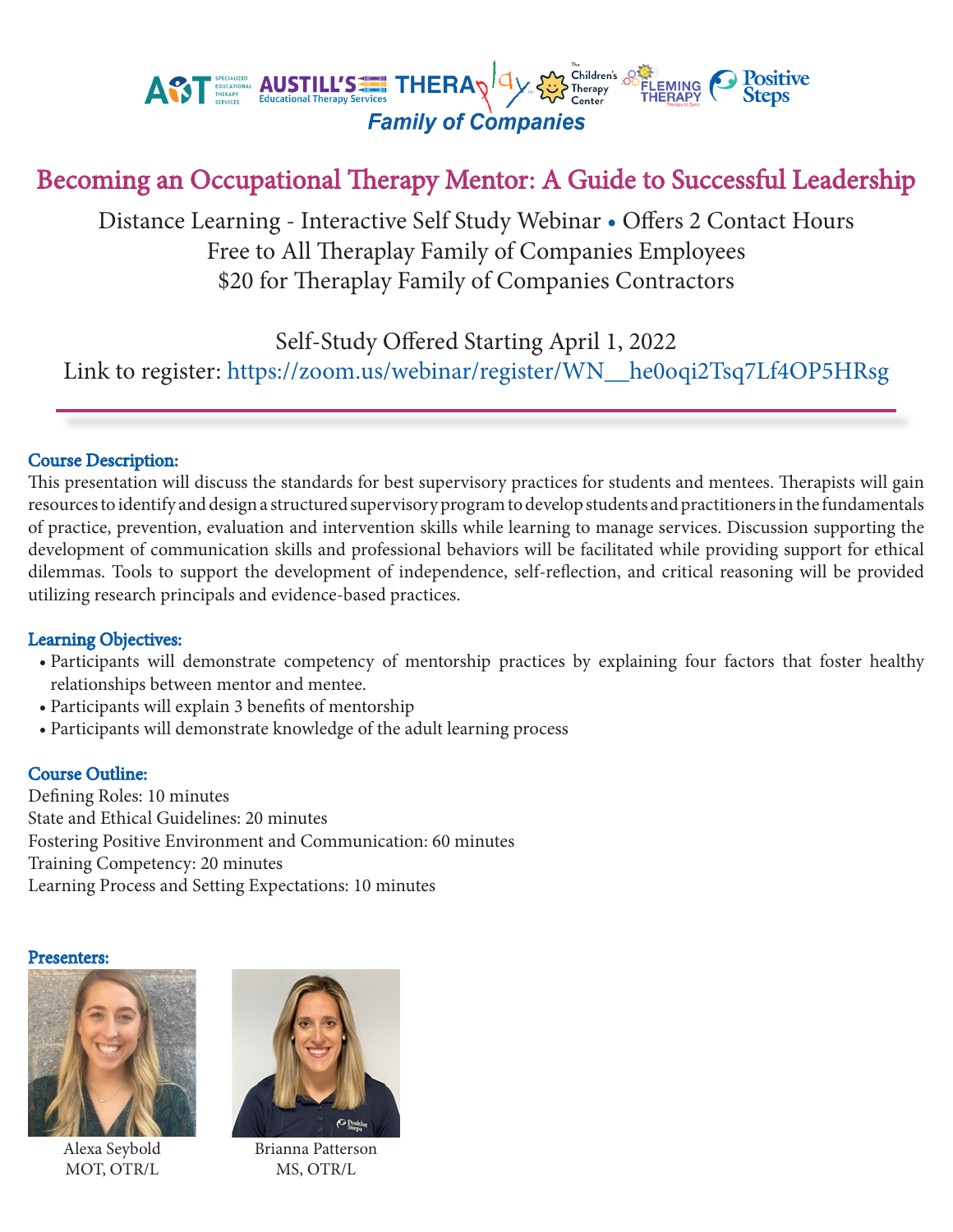Family of Companies

# Becoming an Occupational Therapy Mentor: A Guide to Successful Leadership

Distance Learning - Interactive Self Study Webinar • Offers 2 Contact Hours
Free to All Theraplay Family of Companies Employees
$20 for Theraplay Family of Companies Contractors

Self-Study Offered Starting April 1, 2022
Link to register: https://zoom.us/webinar/register/WN__he0oqi2Tsq7Lf4OP5HRsg

## Course Description:

This presentation will discuss the standards for best supervisory practices for students and mentees. Therapists will gain resources to identify and design a structured supervisory program to develop students and practitioners in the fundamentals of practice, prevention, evaluation and intervention skills while learning to manage services. Discussion supporting the development of communication skills and professional behaviors will be facilitated while providing support for ethical dilemmas. Tools to support the development of independence, self-reflection, and critical reasoning will be provided utilizing research principals and evidence-based practices.

## Learning Objectives:

- Participants will demonstrate competency of mentorship practices by explaining four factors that foster healthy relationships between mentor and mentee.
- Participants will explain 3 benefits of mentorship
- Participants will demonstrate knowledge of the adult learning process

## Course Outline:

Defining Roles: 10 minutes
State and Ethical Guidelines: 20 minutes
Fostering Positive Environment and Communication: 60 minutes
Training Competency: 20 minutes
Learning Process and Setting Expectations: 10 minutes

## Presenters:

Alexa Seybold
MOT, OTR/L

Brianna Patterson
MS, OTR/L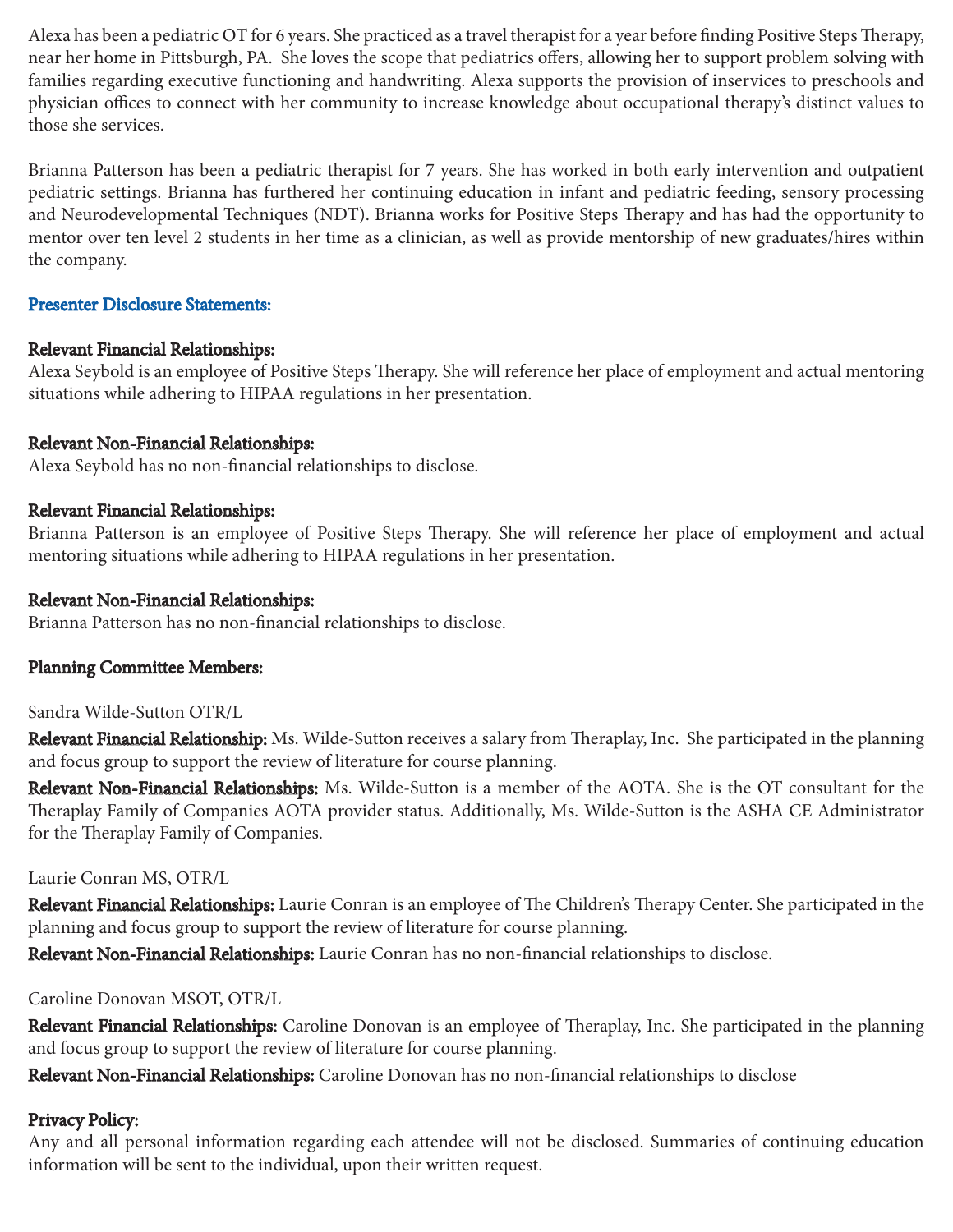Alexa has been a pediatric OT for 6 years. She practiced as a travel therapist for a year before finding Positive Steps Therapy, near her home in Pittsburgh, PA. She loves the scope that pediatrics offers, allowing her to support problem solving with families regarding executive functioning and handwriting. Alexa supports the provision of inservices to preschools and physician offices to connect with her community to increase knowledge about occupational therapy's distinct values to those she services.

Brianna Patterson has been a pediatric therapist for 7 years. She has worked in both early intervention and outpatient pediatric settings. Brianna has furthered her continuing education in infant and pediatric feeding, sensory processing and Neurodevelopmental Techniques (NDT). Brianna works for Positive Steps Therapy and has had the opportunity to mentor over ten level 2 students in her time as a clinician, as well as provide mentorship of new graduates/hires within the company.

## Presenter Disclosure Statements:

**Relevant Financial Relationships:**
Alexa Seybold is an employee of Positive Steps Therapy. She will reference her place of employment and actual mentoring situations while adhering to HIPAA regulations in her presentation.

**Relevant Non-Financial Relationships:**
Alexa Seybold has no non-financial relationships to disclose.

**Relevant Financial Relationships:**
Brianna Patterson is an employee of Positive Steps Therapy. She will reference her place of employment and actual mentoring situations while adhering to HIPAA regulations in her presentation.

**Relevant Non-Financial Relationships:**
Brianna Patterson has no non-financial relationships to disclose.

**Planning Committee Members:**

Sandra Wilde-Sutton OTR/L

**Relevant Financial Relationship:** Ms. Wilde-Sutton receives a salary from Theraplay, Inc. She participated in the planning and focus group to support the review of literature for course planning.

**Relevant Non-Financial Relationships:** Ms. Wilde-Sutton is a member of the AOTA. She is the OT consultant for the Theraplay Family of Companies AOTA provider status. Additionally, Ms. Wilde-Sutton is the ASHA CE Administrator for the Theraplay Family of Companies.

Laurie Conran MS, OTR/L

**Relevant Financial Relationships:** Laurie Conran is an employee of The Children's Therapy Center. She participated in the planning and focus group to support the review of literature for course planning.

**Relevant Non-Financial Relationships:** Laurie Conran has no non-financial relationships to disclose.

Caroline Donovan MSOT, OTR/L

**Relevant Financial Relationships:** Caroline Donovan is an employee of Theraplay, Inc. She participated in the planning and focus group to support the review of literature for course planning.

**Relevant Non-Financial Relationships:** Caroline Donovan has no non-financial relationships to disclose

**Privacy Policy:**
Any and all personal information regarding each attendee will not be disclosed. Summaries of continuing education information will be sent to the individual, upon their written request.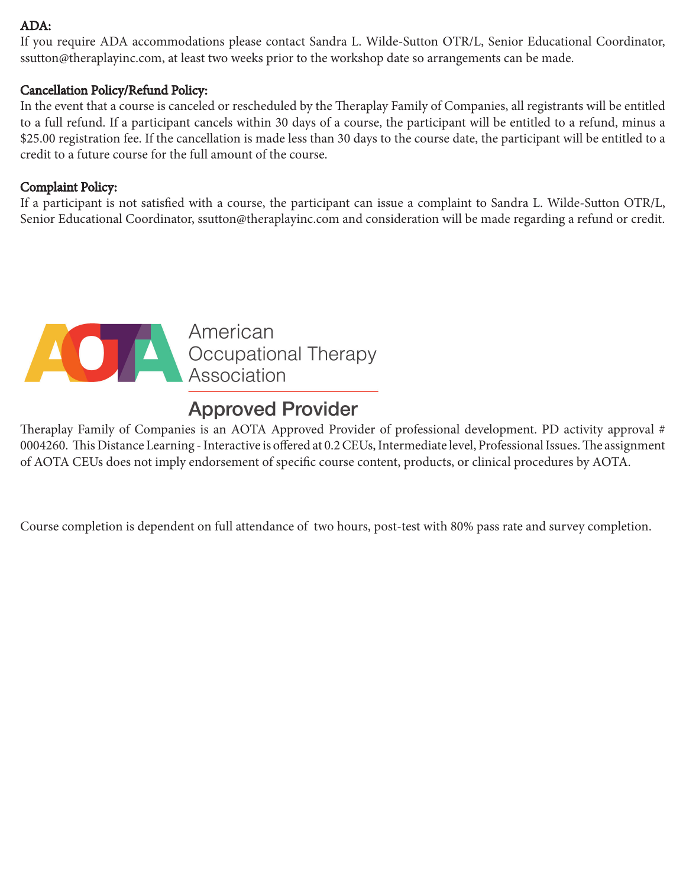**ADA:**

If you require ADA accommodations please contact Sandra L. Wilde-Sutton OTR/L, Senior Educational Coordinator, ssutton@theraplayinc.com, at least two weeks prior to the workshop date so arrangements can be made.

**Cancellation Policy/Refund Policy:**

In the event that a course is canceled or rescheduled by the Theraplay Family of Companies, all registrants will be entitled to a full refund. If a participant cancels within 30 days of a course, the participant will be entitled to a refund, minus a $25.00 registration fee. If the cancellation is made less than 30 days to the course date, the participant will be entitled to a credit to a future course for the full amount of the course.

**Complaint Policy:**

If a participant is not satisfied with a course, the participant can issue a complaint to Sandra L. Wilde-Sutton OTR/L, Senior Educational Coordinator, ssutton@theraplayinc.com and consideration will be made regarding a refund or credit.

AOTA American Occupational Therapy Association

Approved Provider

Theraplay Family of Companies is an AOTA Approved Provider of professional development. PD activity approval # 0004260. This Distance Learning - Interactive is offered at 0.2 CEUs, Intermediate level, Professional Issues. The assignment of AOTA CEUs does not imply endorsement of specific course content, products, or clinical procedures by AOTA.

Course completion is dependent on full attendance of two hours, post-test with 80% pass rate and survey completion.